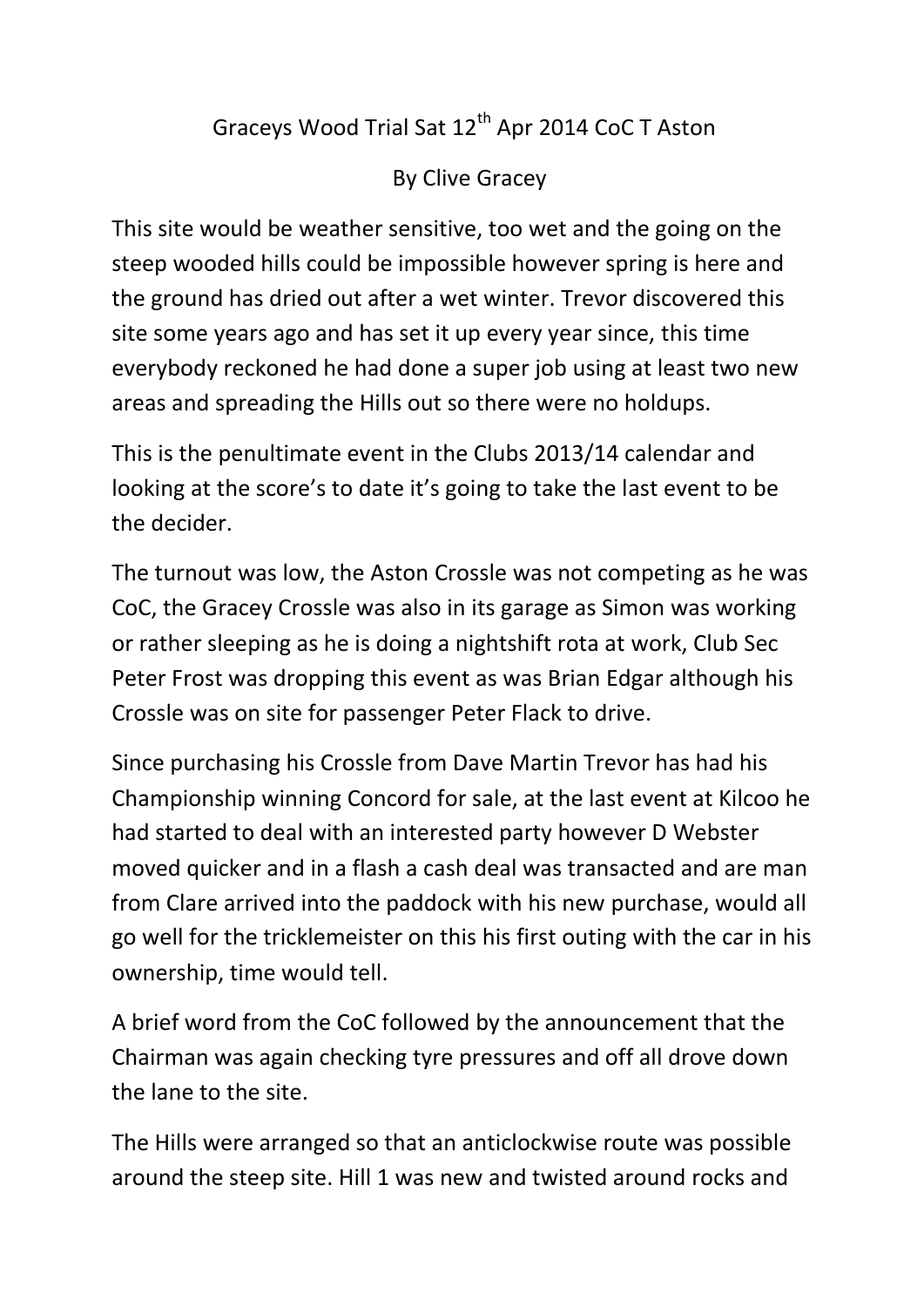# Graceys Wood Trial Sat 12th Apr 2014 CoC T Aston

By Clive Gracey

This site would be weather sensitive, too wet and the going on the steep wooded hills could be impossible however spring is here and the ground has dried out after a wet winter. Trevor discovered this site some years ago and has set it up every year since, this time everybody reckoned he had done a super job using at least two new areas and spreading the Hills out so there were no holdups.

This is the penultimate event in the Clubs 2013/14 calendar and looking at the score's to date it's going to take the last event to be the decider.

The turnout was low, the Aston Crossle was not competing as he was CoC, the Gracey Crossle was also in its garage as Simon was working or rather sleeping as he is doing a nightshift rota at work, Club Sec Peter Frost was dropping this event as was Brian Edgar although his Crossle was on site for passenger Peter Flack to drive.

Since purchasing his Crossle from Dave Martin Trevor has had his Championship winning Concord for sale, at the last event at Kilcoo he had started to deal with an interested party however D Webster moved quicker and in a flash a cash deal was transacted and are man from Clare arrived into the paddock with his new purchase, would all go well for the tricklemeister on this his first outing with the car in his ownership, time would tell.

A brief word from the CoC followed by the announcement that the Chairman was again checking tyre pressures and off all drove down the lane to the site.

The Hills were arranged so that an anticlockwise route was possible around the steep site. Hill 1 was new and twisted around rocks and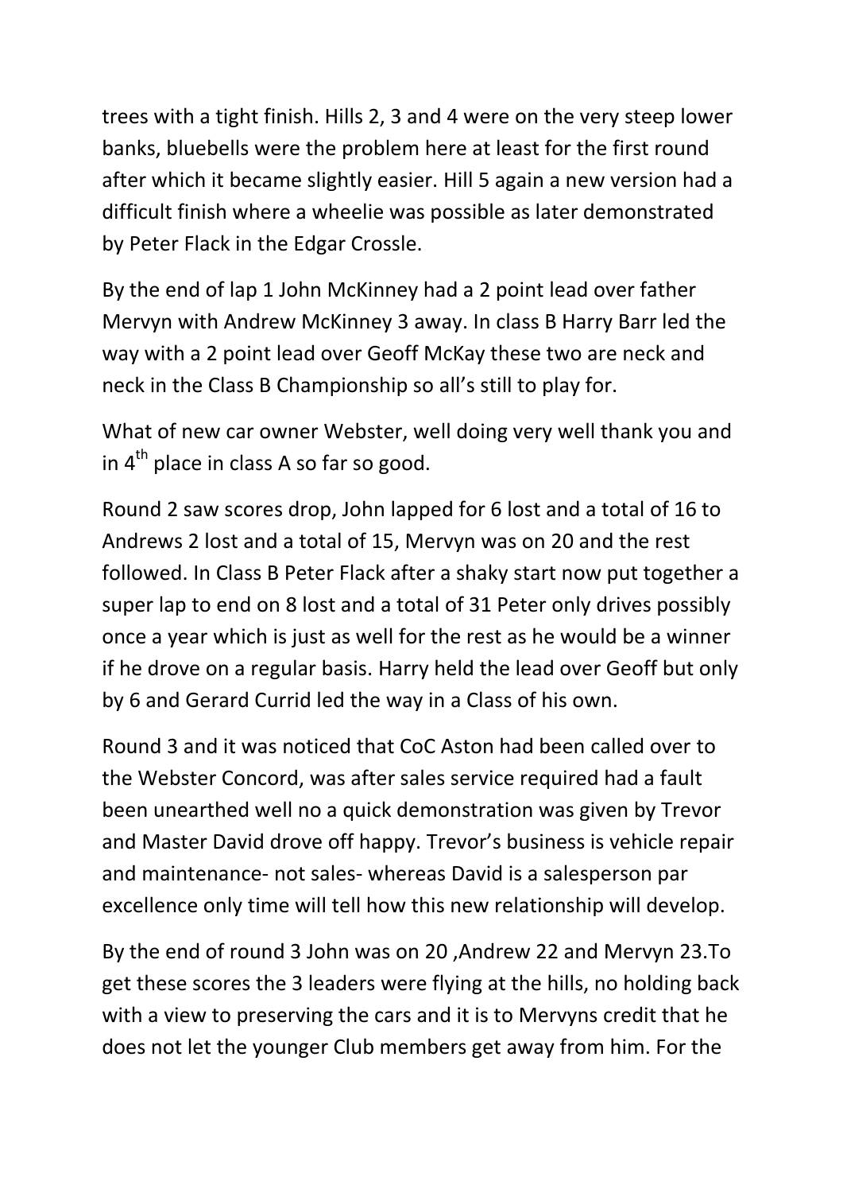trees with a tight finish. Hills 2, 3 and 4 were on the very steep lower banks, bluebells were the problem here at least for the first round after which it became slightly easier. Hill 5 again a new version had a difficult finish where a wheelie was possible as later demonstrated by Peter Flack in the Edgar Crossle.

By the end of lap 1 John McKinney had a 2 point lead over father Mervyn with Andrew McKinney 3 away. In class B Harry Barr led the way with a 2 point lead over Geoff McKay these two are neck and neck in the Class B Championship so all's still to play for.

What of new car owner Webster, well doing very well thank you and in 4th place in class A so far so good.

Round 2 saw scores drop, John lapped for 6 lost and a total of 16 to Andrews 2 lost and a total of 15, Mervyn was on 20 and the rest followed. In Class B Peter Flack after a shaky start now put together a super lap to end on 8 lost and a total of 31 Peter only drives possibly once a year which is just as well for the rest as he would be a winner if he drove on a regular basis. Harry held the lead over Geoff but only by 6 and Gerard Currid led the way in a Class of his own.

Round 3 and it was noticed that CoC Aston had been called over to the Webster Concord, was after sales service required had a fault been unearthed well no a quick demonstration was given by Trevor and Master David drove off happy. Trevor's business is vehicle repair and maintenance- not sales- whereas David is a salesperson par excellence only time will tell how this new relationship will develop.

By the end of round 3 John was on 20 ,Andrew 22 and Mervyn 23.To get these scores the 3 leaders were flying at the hills, no holding back with a view to preserving the cars and it is to Mervyns credit that he does not let the younger Club members get away from him. For the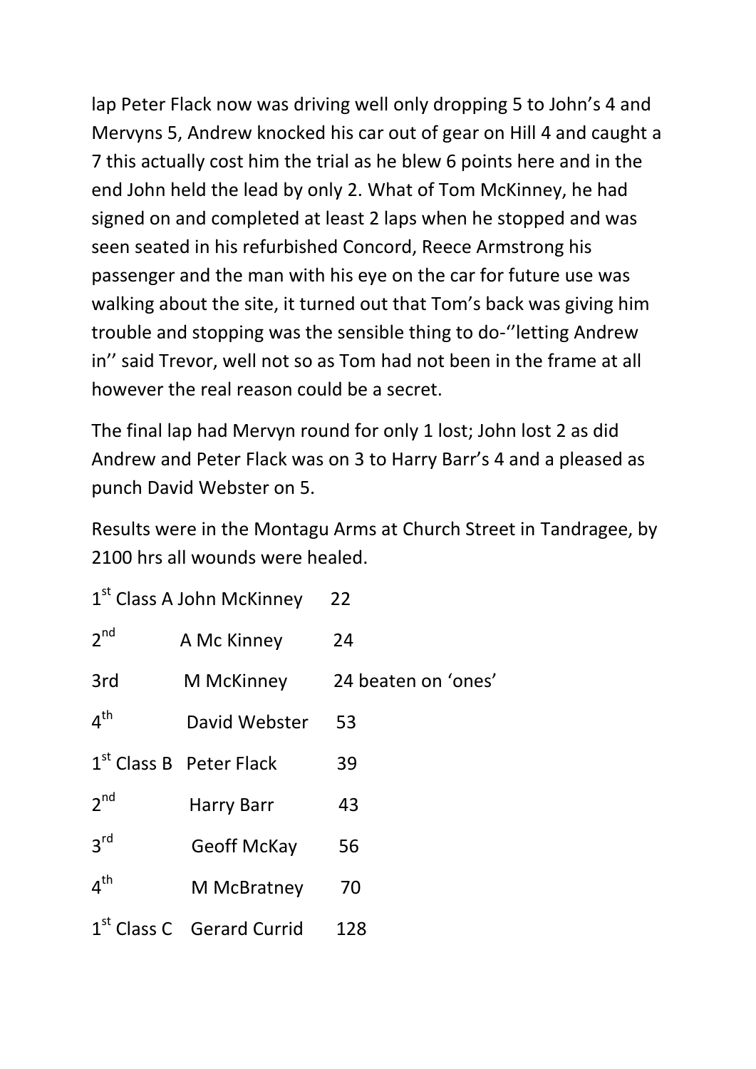lap Peter Flack now was driving well only dropping 5 to John's 4 and Mervyns 5, Andrew knocked his car out of gear on Hill 4 and caught a 7 this actually cost him the trial as he blew 6 points here and in the end John held the lead by only 2. What of Tom McKinney, he had signed on and completed at least 2 laps when he stopped and was seen seated in his refurbished Concord, Reece Armstrong his passenger and the man with his eye on the car for future use was walking about the site, it turned out that Tom's back was giving him trouble and stopping was the sensible thing to do-''letting Andrew in'' said Trevor, well not so as Tom had not been in the frame at all however the real reason could be a secret.

The final lap had Mervyn round for only 1 lost; John lost 2 as did Andrew and Peter Flack was on 3 to Harry Barr's 4 and a pleased as punch David Webster on 5.

Results were in the Montagu Arms at Church Street in Tandragee, by 2100 hrs all wounds were healed.

| | | |
|---|---|---|
| 1st Class A | John McKinney | 22 |
| 2nd | A Mc Kinney | 24 |
| 3rd | M McKinney | 24 beaten on 'ones' |
| 4th | David Webster | 53 |
| 1st Class B | Peter Flack | 39 |
| 2nd | Harry Barr | 43 |
| 3rd | Geoff McKay | 56 |
| 4th | M McBratney | 70 |
| 1st Class C | Gerard Currid | 128 |